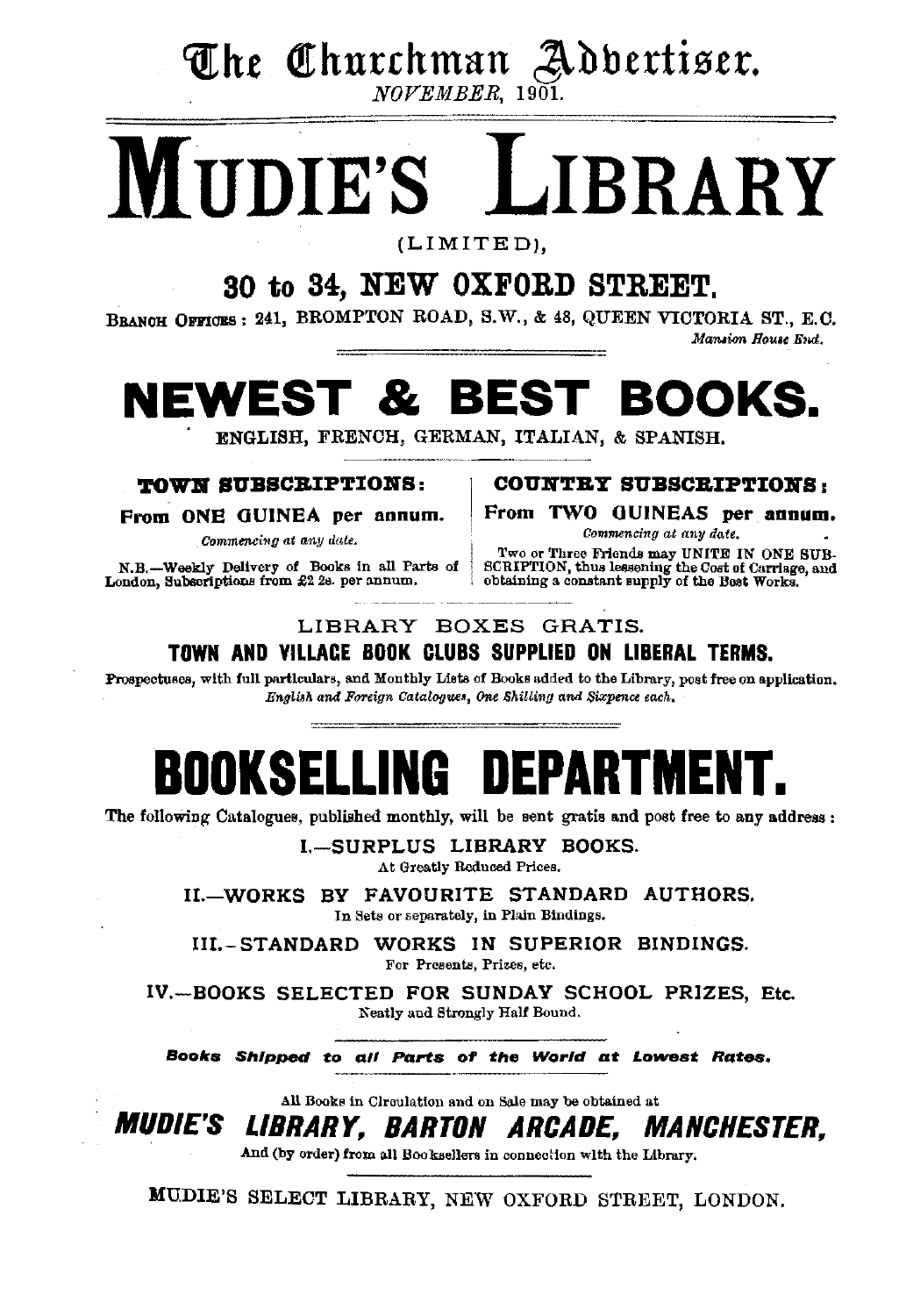# The Churchman Advertiser.

*NOVEMBER*, 1901.

# MUDIE'S LIBRARY

(LIMITED),

## 30 to 34, NEW OXFORD STREET.

BRANCH OFFICES: 241, BROMPTON ROAD, S.W., & 48, QUEEN VICTORIA ST., E.C.
*Mansion House End.*

# NEWEST & BEST BOOKS.

ENGLISH, FRENCH, GERMAN, ITALIAN, & SPANISH.

**TOWN SUBSCRIPTIONS:**

**From ONE GUINEA per annum.**

*Commencing at any date.*

N.B.—Weekly Delivery of Books in all Parts of London, Subscriptions from £2 2s. per annum.

**COUNTRY SUBSCRIPTIONS:**

**From TWO GUINEAS per annum.**

*Commencing at any date.*

Two or Three Friends may UNITE IN ONE SUBSCRIPTION, thus lessening the Cost of Carriage, and obtaining a constant supply of the Best Works.

LIBRARY BOXES GRATIS.

**TOWN AND VILLAGE BOOK CLUBS SUPPLIED ON LIBERAL TERMS.**

Prospectuses, with full particulars, and Monthly Lists of Books added to the Library, post free on application.
*English and Foreign Catalogues, One Shilling and Sixpence each.*

# BOOKSELLING DEPARTMENT.

The following Catalogues, published monthly, will be sent gratis and post free to any address:

I.—SURPLUS LIBRARY BOOKS.
At Greatly Reduced Prices.

II.—WORKS BY FAVOURITE STANDARD AUTHORS.
In Sets or separately, in Plain Bindings.

III.—STANDARD WORKS IN SUPERIOR BINDINGS.
For Presents, Prizes, etc.

IV.—BOOKS SELECTED FOR SUNDAY SCHOOL PRIZES, Etc.
Neatly and Strongly Half Bound.

***Books Shipped to all Parts of the World at Lowest Rates.***

All Books in Circulation and on Sale may be obtained at

***MUDIE'S LIBRARY, BARTON ARCADE, MANCHESTER,***

And (by order) from all Booksellers in connection with the Library.

MUDIE'S SELECT LIBRARY, NEW OXFORD STREET, LONDON.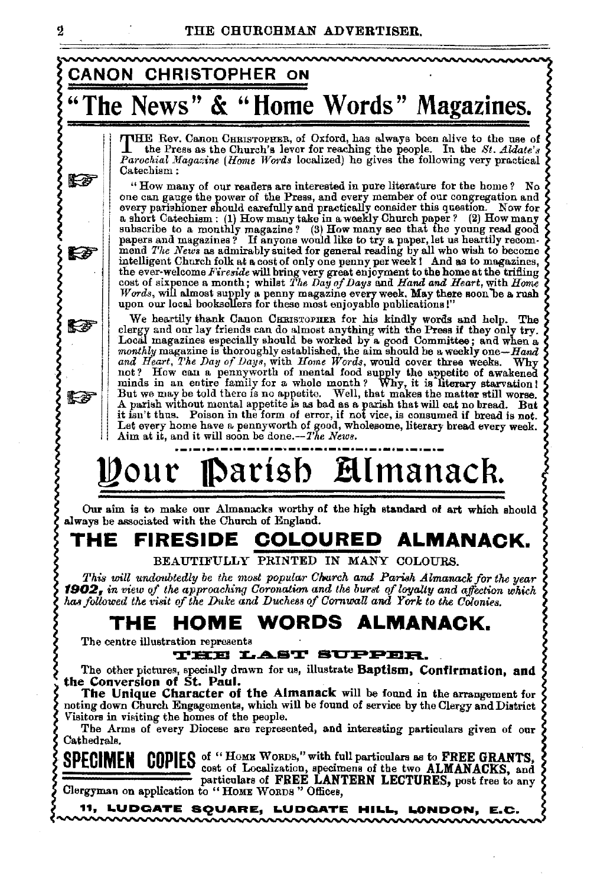## CANON CHRISTOPHER ON

# "The News" & "Home Words" Magazines.

THE Rev. Canon CHRISTOPHER, of Oxford, has always been alive to the use of the Press as the Church's lever for reaching the people. In the *St. Aldate's Parochial Magazine* (*Home Words* localized) he gives the following very practical Catechism:

"How many of our readers are interested in pure literature for the home? No one can gauge the power of the Press, and every member of our congregation and every parishioner should carefully and practically consider this question. Now for a short Catechism: (1) How many take in a weekly Church paper? (2) How many subscribe to a monthly magazine? (3) How many see that the young read good papers and magazines? If anyone would like to try a paper, let us heartily recommend *The News* as admirably suited for general reading by all who wish to become intelligent Church folk at a cost of only one penny per week! And as to magazines, the ever-welcome *Fireside* will bring very great enjoyment to the home at the trifling cost of sixpence a month; whilst *The Day of Days* and *Hand and Heart*, with *Home Words*, will almost supply a penny magazine every week. May there soon be a rush upon our local booksellers for these most enjoyable publications!"

We heartily thank Canon CHRISTOPHER for his kindly words and help. The clergy and our lay friends can do almost anything with the Press if they only try. Local magazines especially should be worked by a good Committee; and when a *monthly* magazine is thoroughly established, the aim should be a weekly one—*Hand and Heart, The Day of Days*, with *Home Words*, would cover three weeks. Why not? How can a pennyworth of mental food supply the appetite of awakened minds in an entire family for a whole month? Why, it is literary starvation! But we may be told there is no appetite. Well, that makes the matter still worse. A parish without mental appetite is as bad as a parish that will eat no bread. But it isn't thus. Poison in the form of error, if not vice, is consumed if bread is not. Let every home have a pennyworth of good, wholesome, literary bread every week. Aim at it, and it will soon be done.—*The News.*

# Your Parish Almanack.

Our aim is to make our Almanacks worthy of the high standard of art which should always be associated with the Church of England.

## THE FIRESIDE COLOURED ALMANACK.

BEAUTIFULLY PRINTED IN MANY COLOURS.

*This will undoubtedly be the most popular Church and Parish Almanack for the year **1902**, in view of the approaching Coronation and the burst of loyalty and affection which has followed the visit of the Duke and Duchess of Cornwall and York to the Colonies.*

## THE HOME WORDS ALMANACK.

The centre illustration represents

**THE LAST SUPPER.**

The other pictures, specially drawn for us, illustrate **Baptism, Confirmation, and the Conversion of St. Paul.**

**The Unique Character of the Almanack** will be found in the arrangement for noting down Church Engagements, which will be found of service by the Clergy and District Visitors in visiting the homes of the people.

The Arms of every Diocese are represented, and interesting particulars given of our Cathedrals.

**SPECIMEN COPIES** of "HOME WORDS," with full particulars as to **FREE GRANTS**, cost of Localization, specimens of the two **ALMANACKS**, and particulars of **FREE LANTERN LECTURES,** post free to any Clergyman on application to "HOME WORDS" Offices,

**11, LUDGATE SQUARE, LUDGATE HILL, LONDON, E.C.**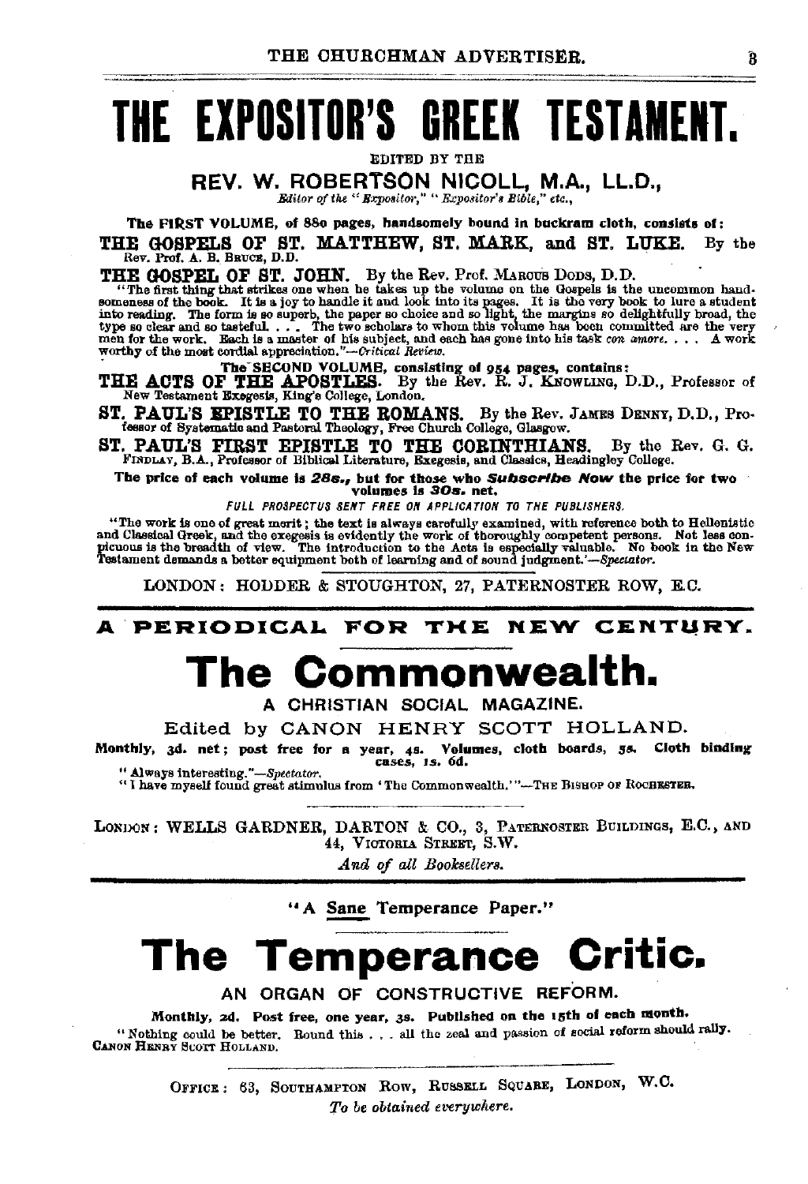# THE EXPOSITOR'S GREEK TESTAMENT.

EDITED BY THE

## REV. W. ROBERTSON NICOLL, M.A., LL.D.,

*Editor of the "Expositor," "Expositor's Bible," etc.,*

**The FIRST VOLUME, of 880 pages, handsomely bound in buckram cloth, consists of:**

**THE GOSPELS OF ST. MATTHEW, ST. MARK, and ST. LUKE.** By the Rev. Prof. A. B. BRUCE, D.D.

**THE GOSPEL OF ST. JOHN.** By the Rev. Prof. MARCUS DODS, D.D.

"The first thing that strikes one when he takes up the volume on the Gospels is the uncommon handsomeness of the book. It is a joy to handle it and look into its pages. It is the very book to lure a student into reading. The form is so superb, the paper so choice and so light, the margins so delightfully broad, the type so clear and so tasteful. . . . The two scholars to whom this volume has been committed are the very men for the work. Each is a master of his subject, and each has gone into his task *con amore*. . . . A work worthy of the most cordial appreciation."—*Critical Review.*

**The SECOND VOLUME, consisting of 954 pages, contains:**

**THE ACTS OF THE APOSTLES.** By the Rev. R. J. KNOWLING, D.D., Professor of New Testament Exegesis, King's College, London.

**ST. PAUL'S EPISTLE TO THE ROMANS.** By the Rev. JAMES DENNY, D.D., Professor of Systematic and Pastoral Theology, Free Church College, Glasgow.

**ST. PAUL'S FIRST EPISTLE TO THE CORINTHIANS.** By the Rev. G. G. FINDLAY, B.A., Professor of Biblical Literature, Exegesis, and Classics, Headingley College.

**The price of each volume is 28s., but for those who *Subscribe Now* the price for two volumes is 30s. net.**

FULL PROSPECTUS SENT FREE ON APPLICATION TO THE PUBLISHERS.

"The work is one of great merit; the text is always carefully examined, with reference both to Hellenistic and Classical Greek, and the exegesis is evidently the work of thoroughly competent persons. Not less conspicuous is the breadth of view. The introduction to the Acts is especially valuable. No book in the New Testament demands a better equipment both of learning and of sound judgment.'—*Spectator.*

LONDON: HODDER & STOUGHTON, 27, PATERNOSTER ROW, E.C.

---

**A PERIODICAL FOR THE NEW CENTURY.**

# The Commonwealth.

A CHRISTIAN SOCIAL MAGAZINE.

Edited by CANON HENRY SCOTT HOLLAND.

**Monthly, 3d. net; post free for a year, 4s. Volumes, cloth boards, 5s. Cloth binding cases, 1s. 6d.**

"Always interesting."—*Spectator.*

"I have myself found great stimulus from 'The Commonwealth.'"—THE BISHOP OF ROCHESTER.

LONDON: WELLS GARDNER, DARTON & CO., 3, PATERNOSTER BUILDINGS, E.C., AND 44, VICTORIA STREET, S.W.

*And of all Booksellers.*

---

"A Sane Temperance Paper."

# The Temperance Critic.

AN ORGAN OF CONSTRUCTIVE REFORM.

**Monthly, 2d. Post free, one year, 3s. Published on the 15th of each month.**

"Nothing could be better. Round this . . . all the zeal and passion of social reform should rally. CANON HENRY SCOTT HOLLAND.

OFFICE: 63, SOUTHAMPTON ROW, RUSSELL SQUARE, LONDON, W.C.

*To be obtained everywhere.*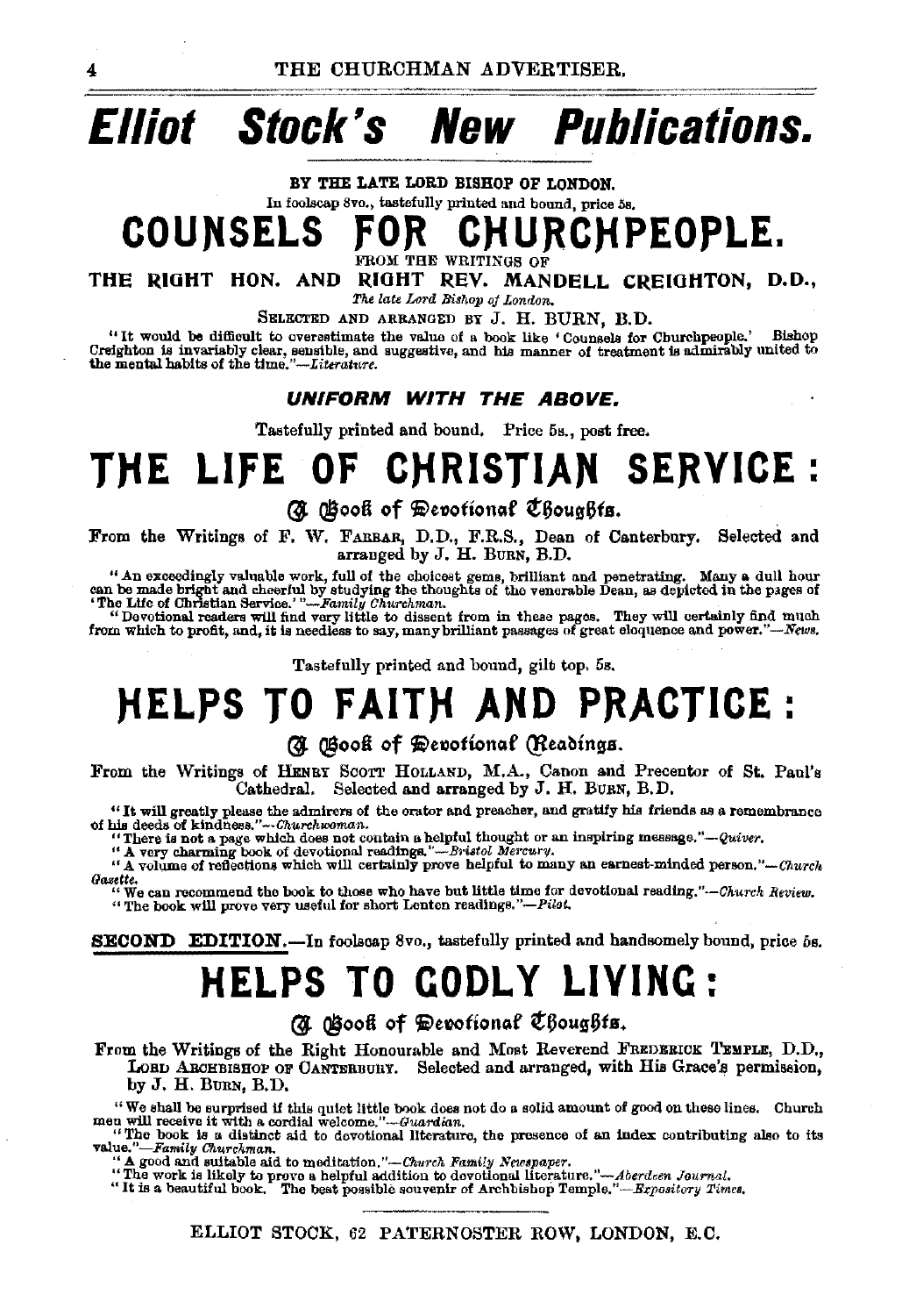# Elliot Stock's New Publications.

BY THE LATE LORD BISHOP OF LONDON.

In foolscap 8vo., tastefully printed and bound, price 5s.

## COUNSELS FOR CHURCHPEOPLE.

FROM THE WRITINGS OF

THE RIGHT HON. AND RIGHT REV. MANDELL CREIGHTON, D.D.,

*The late Lord Bishop of London.*

SELECTED AND ARRANGED BY J. H. BURN, B.D.

"It would be difficult to overestimate the value of a book like 'Counsels for Churchpeople.' Bishop Creighton is invariably clear, sensible, and suggestive, and his manner of treatment is admirably united to the mental habits of the time."—*Literature.*

***UNIFORM WITH THE ABOVE.***

Tastefully printed and bound. Price 5s., post free.

## THE LIFE OF CHRISTIAN SERVICE:

### A Book of Devotional Thoughts.

From the Writings of F. W. FARRAR, D.D., F.R.S., Dean of Canterbury. Selected and arranged by J. H. BURN, B.D.

"An exceedingly valuable work, full of the choicest gems, brilliant and penetrating. Many a dull hour can be made bright and cheerful by studying the thoughts of the venerable Dean, as depicted in the pages of 'The Life of Christian Service.'"—*Family Churchman.*

"Devotional readers will find very little to dissent from in these pages. They will certainly find much from which to profit, and, it is needless to say, many brilliant passages of great eloquence and power."—*News.*

Tastefully printed and bound, gilt top, 5s.

## HELPS TO FAITH AND PRACTICE:

### A Book of Devotional Readings.

From the Writings of HENRY SCOTT HOLLAND, M.A., Canon and Precentor of St. Paul's Cathedral. Selected and arranged by J. H. BURN, B.D.

"It will greatly please the admirers of the orator and preacher, and gratify his friends as a remembrance of his deeds of kindness."—*Churchwoman.*

"There is not a page which does not contain a helpful thought or an inspiring message."—*Quiver.*

"A very charming book of devotional readings."—*Bristol Mercury.*

"A volume of reflections which will certainly prove helpful to many an earnest-minded person."—*Church Gazette.*

"We can recommend the book to those who have but little time for devotional reading."—*Church Review.*

"The book will prove very useful for short Lenten readings."—*Pilot.*

**SECOND EDITION.**—In foolscap 8vo., tastefully printed and handsomely bound, price 5s.

## HELPS TO GODLY LIVING:

### A Book of Devotional Thoughts.

From the Writings of the Right Honourable and Most Reverend FREDERICK TEMPLE, D.D., LORD ARCHBISHOP OF CANTERBURY. Selected and arranged, with His Grace's permission, by J. H. BURN, B.D.

"We shall be surprised if this quiet little book does not do a solid amount of good on these lines. Church men will receive it with a cordial welcome."—*Guardian.*

"The book is a distinct aid to devotional literature, the presence of an index contributing also to its value."—*Family Churchman.*

"A good and suitable aid to meditation."—*Church Family Newspaper.*

"The work is likely to prove a helpful addition to devotional literature."—*Aberdeen Journal.*

"It is a beautiful book. The best possible souvenir of Archbishop Temple."—*Expository Times.*

ELLIOT STOCK, 62 PATERNOSTER ROW, LONDON, E.C.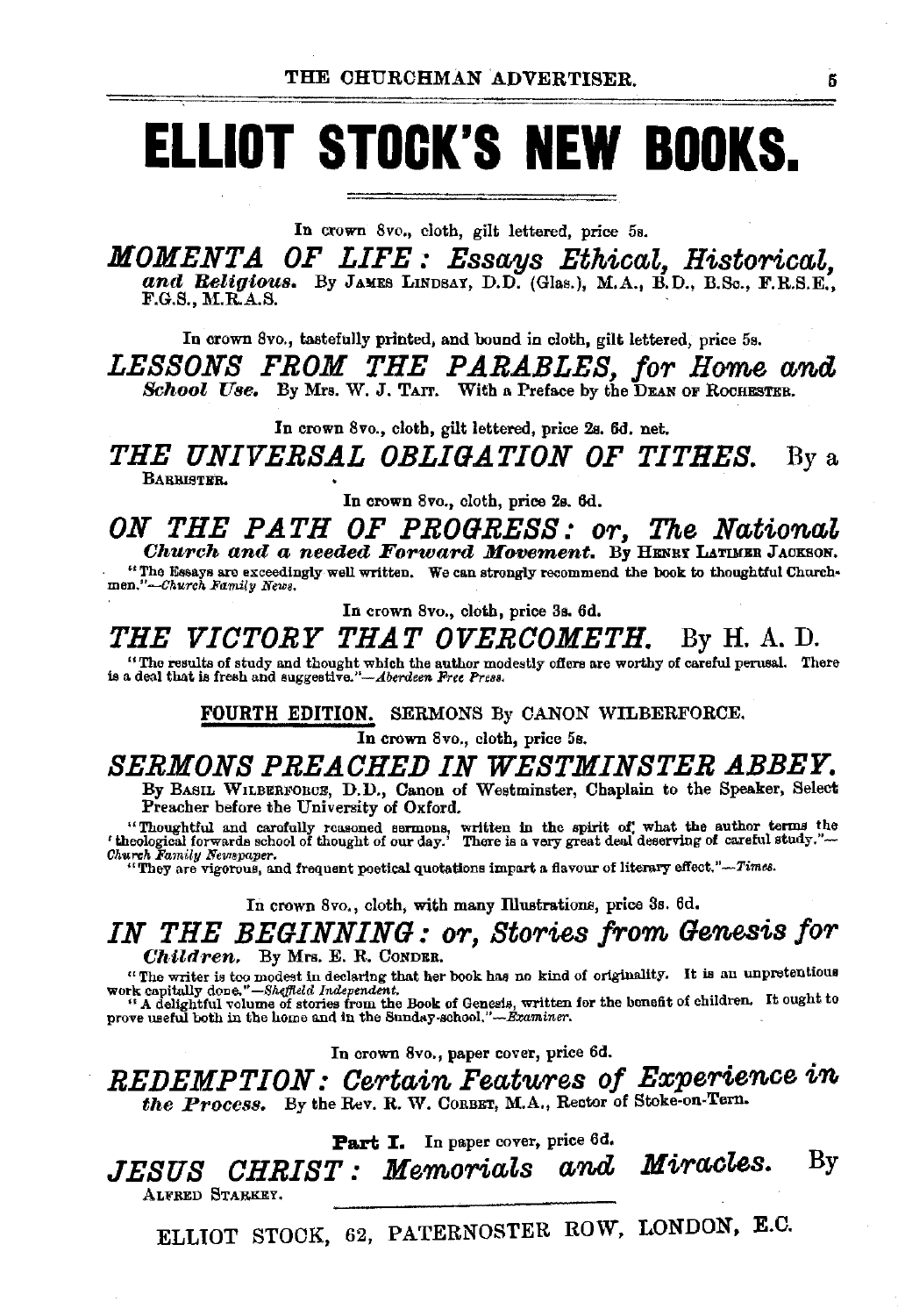# ELLIOT STOCK'S NEW BOOKS.

In crown 8vo., cloth, gilt lettered, price 5s.

***MOMENTA OF LIFE: Essays Ethical, Historical, and Religious.*** By JAMES LINDSAY, D.D. (Glas.), M.A., B.D., B.Sc., F.R.S.E., F.G.S., M.R.A.S.

In crown 8vo., tastefully printed, and bound in cloth, gilt lettered, price 5s.

***LESSONS FROM THE PARABLES, for Home and School Use.*** By Mrs. W. J. TAIT. With a Preface by the DEAN OF ROCHESTER.

In crown 8vo., cloth, gilt lettered, price 2s. 6d. net.

***THE UNIVERSAL OBLIGATION OF TITHES.*** By a BARRISTER.

In crown 8vo., cloth, price 2s. 6d.

***ON THE PATH OF PROGRESS: or, The National Church and a needed Forward Movement.*** By HENRY LATIMER JACKSON.

"The Essays are exceedingly well written. We can strongly recommend the book to thoughtful Churchmen."—*Church Family News.*

In crown 8vo., cloth, price 3s. 6d.

***THE VICTORY THAT OVERCOMETH.*** By H. A. D.

"The results of study and thought which the author modestly offers are worthy of careful perusal. There is a deal that is fresh and suggestive."—*Aberdeen Free Press.*

FOURTH EDITION. SERMONS By CANON WILBERFORCE.

In crown 8vo., cloth, price 5s.

***SERMONS PREACHED IN WESTMINSTER ABBEY.***

By BASIL WILBERFORCE, D.D., Canon of Westminster, Chaplain to the Speaker, Select Preacher before the University of Oxford.

"Thoughtful and carefully reasoned sermons, written in the spirit of what the author terms the 'theological forwards school of thought of our day.' There is a very great deal deserving of careful study."—*Church Family Newspaper.*

"They are vigorous, and frequent poetical quotations impart a flavour of literary effect."—*Times.*

In crown 8vo., cloth, with many Illustrations, price 3s. 6d.

***IN THE BEGINNING: or, Stories from Genesis for Children.*** By Mrs. E. R. CONDER.

"The writer is too modest in declaring that her book has no kind of originality. It is an unpretentious work capitally done."—*Sheffield Independent.*

"A delightful volume of stories from the Book of Genesis, written for the benefit of children. It ought to prove useful both in the home and in the Sunday-school."—*Examiner.*

In crown 8vo., paper cover, price 6d.

***REDEMPTION: Certain Features of Experience in the Process.*** By the Rev. R. W. CORBET, M.A., Rector of Stoke-on-Tern.

**Part I.** In paper cover, price 6d.

***JESUS CHRIST: Memorials and Miracles.*** By ALFRED STARKEY.

ELLIOT STOCK, 62, PATERNOSTER ROW, LONDON, E.C.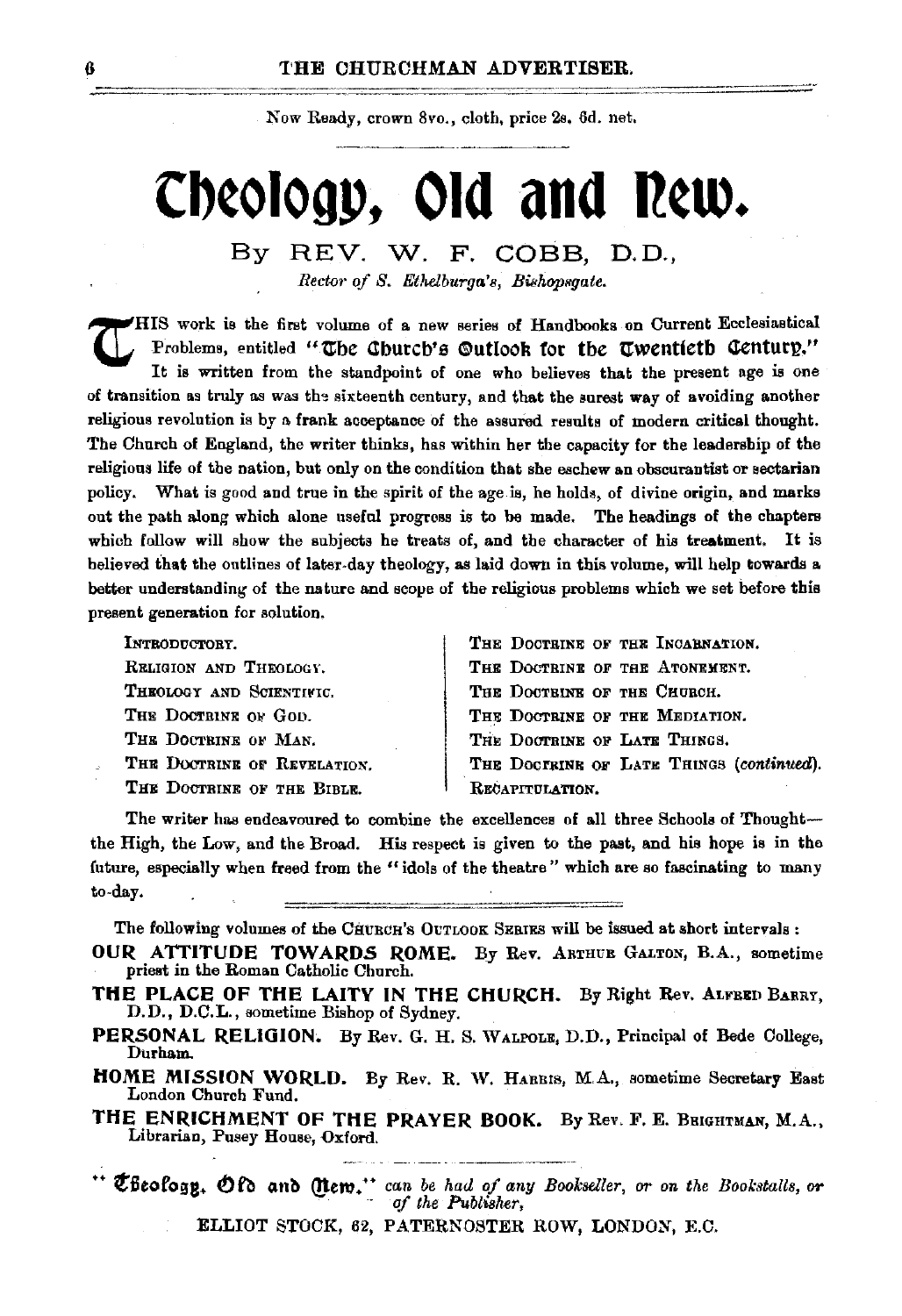Now Ready, crown 8vo., cloth, price 2s. 6d. net.

# Theology, Old and New.

## By REV. W. F. COBB, D.D.,

*Rector of S. Ethelburga's, Bishopsgate.*

THIS work is the first volume of a new series of Handbooks on Current Ecclesiastical Problems, entitled "The Church's Outlook for the Twentieth Century." It is written from the standpoint of one who believes that the present age is one of transition as truly as was the sixteenth century, and that the surest way of avoiding another religious revolution is by a frank acceptance of the assured results of modern critical thought. The Church of England, the writer thinks, has within her the capacity for the leadership of the religious life of the nation, but only on the condition that she eschew an obscurantist or sectarian policy. What is good and true in the spirit of the age is, he holds, of divine origin, and marks out the path along which alone useful progress is to be made. The headings of the chapters which follow will show the subjects he treats of, and the character of his treatment. It is believed that the outlines of later-day theology, as laid down in this volume, will help towards a better understanding of the nature and scope of the religious problems which we set before this present generation for solution.

- Introductory.
- Religion and Theology.
- Theology and Scientific.
- The Doctrine of God.
- The Doctrine of Man.
- The Doctrine of Revelation.
- The Doctrine of the Bible.
- The Doctrine of the Incarnation.
- The Doctrine of the Atonement.
- The Doctrine of the Church.
- The Doctrine of the Mediation.
- The Doctrine of Late Things.
- The Doctrine of Late Things (*continued*).
- Recapitulation.

The writer has endeavoured to combine the excellences of all three Schools of Thought—the High, the Low, and the Broad. His respect is given to the past, and his hope is in the future, especially when freed from the "idols of the theatre" which are so fascinating to many to-day.

The following volumes of the Church's Outlook Series will be issued at short intervals:

**OUR ATTITUDE TOWARDS ROME.** By Rev. Arthur Galton, B.A., sometime priest in the Roman Catholic Church.

**THE PLACE OF THE LAITY IN THE CHURCH.** By Right Rev. Alfred Barry, D.D., D.C.L., sometime Bishop of Sydney.

**PERSONAL RELIGION.** By Rev. G. H. S. Walpole, D.D., Principal of Bede College, Durham.

**HOME MISSION WORLD.** By Rev. R. W. Harris, M.A., sometime Secretary East London Church Fund.

**THE ENRICHMENT OF THE PRAYER BOOK.** By Rev. F. E. Brightman, M.A., Librarian, Pusey House, Oxford.

"Theology, Old and New," *can be had of any Bookseller, or on the Bookstalls, or of the Publisher,*

ELLIOT STOCK, 62, PATERNOSTER ROW, LONDON, E.C.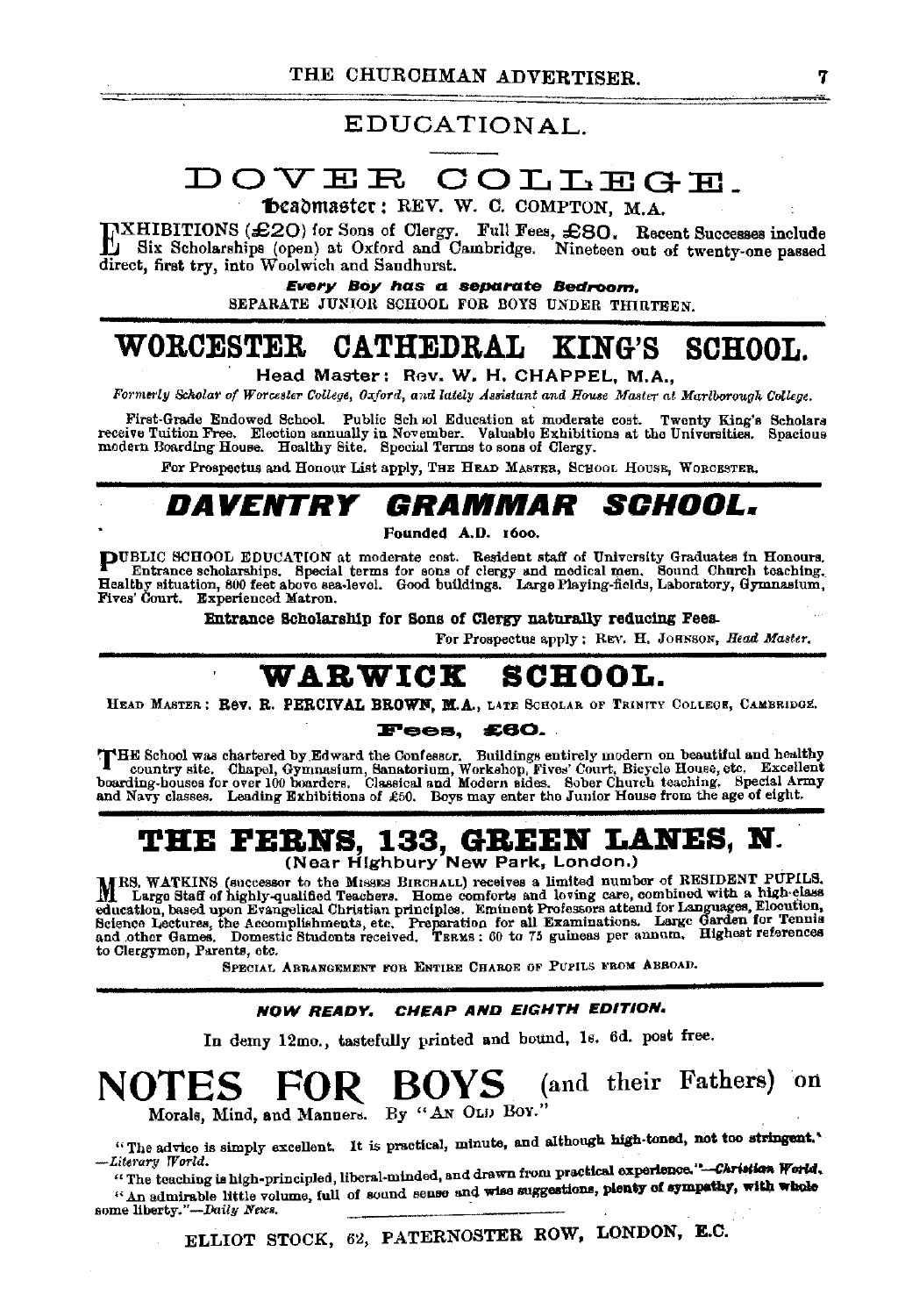## EDUCATIONAL.

# DOVER COLLEGE.

**Headmaster:** REV. W. C. COMPTON, M.A.

EXHIBITIONS (£20) for Sons of Clergy. Full Fees, £80. Recent Successes include Six Scholarships (open) at Oxford and Cambridge. Nineteen out of twenty-one passed direct, first try, into Woolwich and Sandhurst.

***Every Boy has a separate Bedroom.***

SEPARATE JUNIOR SCHOOL FOR BOYS UNDER THIRTEEN.

# WORCESTER CATHEDRAL KING'S SCHOOL.

**Head Master: Rev. W. H. CHAPPEL, M.A.,**

*Formerly Scholar of Worcester College, Oxford, and lately Assistant and House Master at Marlborough College.*

First-Grade Endowed School. Public School Education at moderate cost. Twenty King's Scholars receive Tuition Free. Election annually in November. Valuable Exhibitions at the Universities. Spacious modern Boarding House. Healthy Site. Special Terms to sons of Clergy.

For Prospectus and Honour List apply, THE HEAD MASTER, SCHOOL HOUSE, WORCESTER.

# DAVENTRY GRAMMAR SCHOOL.

**Founded A.D. 1600.**

PUBLIC SCHOOL EDUCATION at moderate cost. Resident staff of University Graduates in Honours. Entrance scholarships. Special terms for sons of clergy and medical men. Sound Church teaching. Healthy situation, 800 feet above sea-level. Good buildings. Large Playing-fields, Laboratory, Gymnasium, Fives' Court. Experienced Matron.

**Entrance Scholarship for Sons of Clergy naturally reducing Fees.**

For Prospectus apply: REV. H. JOHNSON, *Head Master.*

# WARWICK SCHOOL.

HEAD MASTER: **Rev. R. PERCIVAL BROWN, M.A.,** LATE SCHOLAR OF TRINITY COLLEGE, CAMBRIDGE.

**Fees, £60.**

THE School was chartered by Edward the Confessor. Buildings entirely modern on beautiful and healthy country site. Chapel, Gymnasium, Sanatorium, Workshop, Fives' Court, Bicycle House, etc. Excellent boarding-houses for over 100 boarders. Classical and Modern sides. Sober Church teaching. Special Army and Navy classes. Leading Exhibitions of £50. Boys may enter the Junior House from the age of eight.

# THE FERNS, 133, GREEN LANES, N.

**(Near Highbury New Park, London.)**

MRS. WATKINS (successor to the MISSES BIRCHALL) receives a limited number of RESIDENT PUPILS. Large Staff of highly-qualified Teachers. Home comforts and loving care, combined with a high-class education, based upon Evangelical Christian principles. Eminent Professors attend for Languages, Elocution, Science Lectures, the Accomplishments, etc. Preparation for all Examinations. Large Garden for Tennis and other Games. Domestic Students received. TERMS: 60 to 75 guineas per annum. Highest references to Clergymen, Parents, etc.

SPECIAL ARRANGEMENT FOR ENTIRE CHARGE OF PUPILS FROM ABROAD.

***NOW READY. CHEAP AND EIGHTH EDITION.***

In demy 12mo., tastefully printed and bound, 1s. 6d. post free.

# NOTES FOR BOYS (and their Fathers) on

Morals, Mind, and Manners. By "AN OLD BOY."

"The advice is simply excellent. It is practical, minute, and although high-toned, not too stringent."—*Literary World.*

"The teaching is high-principled, liberal-minded, and drawn from practical experience."—*Christian World.*

"An admirable little volume, full of sound sense and wise suggestions, plenty of sympathy, with wholesome liberty."—*Daily News.*

ELLIOT STOCK, 62, PATERNOSTER ROW, LONDON, E.C.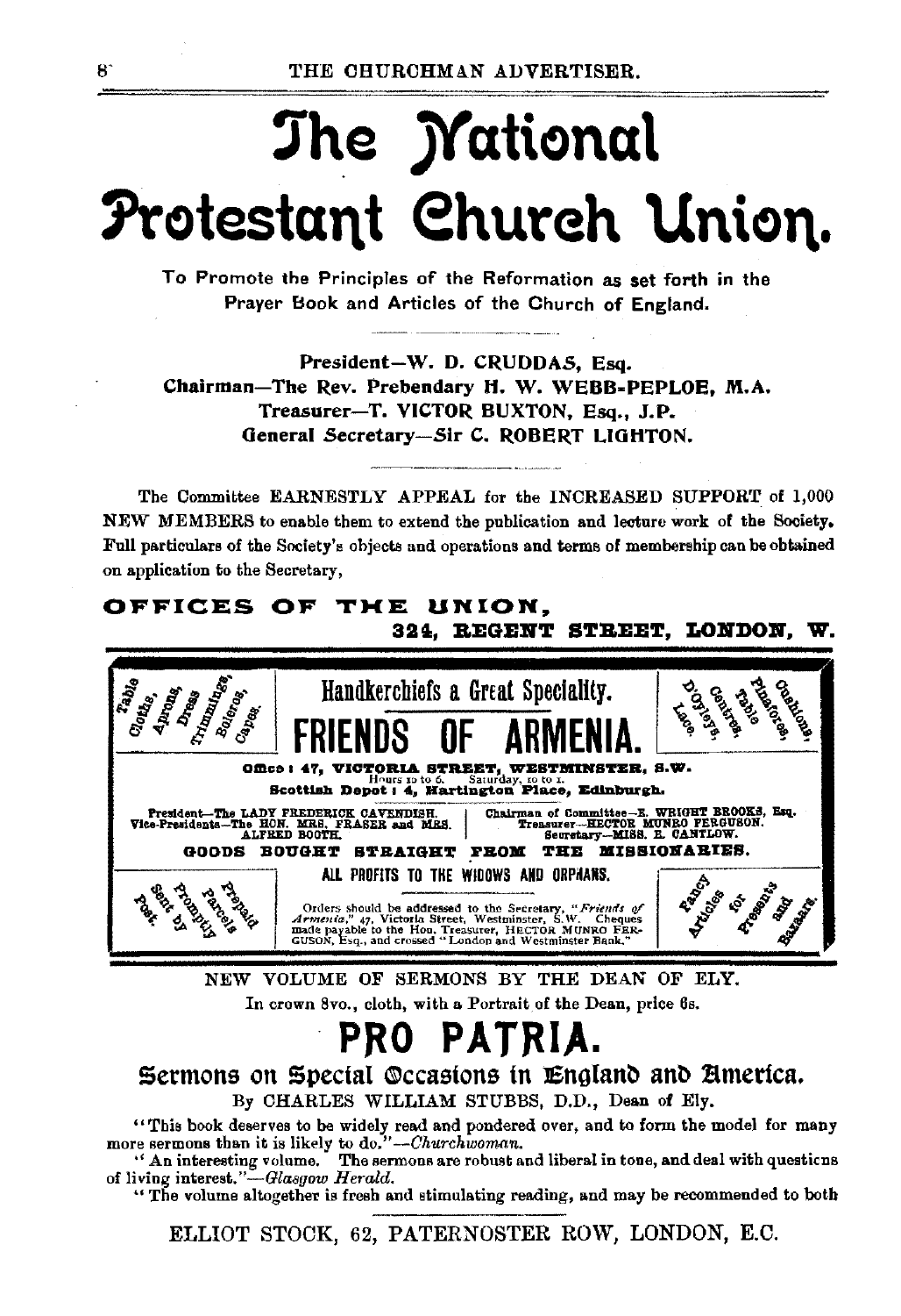# The National Protestant Church Union.

To Promote the Principles of the Reformation as set forth in the Prayer Book and Articles of the Church of England.

President—W. D. CRUDDAS, Esq.
Chairman—The Rev. Prebendary H. W. WEBB-PEPLOE, M.A.
Treasurer—T. VICTOR BUXTON, Esq., J.P.
General Secretary—Sir C. ROBERT LIGHTON.

The Committee EARNESTLY APPEAL for the INCREASED SUPPORT of 1,000 NEW MEMBERS to enable them to extend the publication and lecture work of the Society. Full particulars of the Society's objects and operations and terms of membership can be obtained on application to the Secretary,

**OFFICES OF THE UNION,**
**324, REGENT STREET, LONDON, W.**

---

Table Cloths, Aprons, Dress Trimmings, Boleros, Capes.

## Handkerchiefs a Great Speciality.

## FRIENDS OF ARMENIA.

D'Oyleys, Lace, Centres, Table Pinafores, Cushions,

**Office: 47, VICTORIA STREET, WESTMINSTER, S.W.**
Hours 10 to 6. Saturday, 10 to 1.
**Scottish Depot: 4, Hartington Place, Edinburgh.**

President—The LADY FREDERICK CAVENDISH.
Vice-Presidents—The HON. MRS. FRASER and MRS. ALFRED BOOTH.

Chairman of Committee—E. WRIGHT BROOKS, Esq.
Treasurer—HECTOR MUNRO FERGUSON.
Secretary—MISS. E. CANTLOW.

**GOODS BOUGHT STRAIGHT FROM THE MISSIONARIES.**

ALL PROFITS TO THE WIDOWS AND ORPHANS.

Prepaid Parcels Promptly Sent by Post.

Orders should be addressed to the Secretary, "*Friends of Armenia*," 47, Victoria Street, Westminster, S.W. Cheques made payable to the Hon. Treasurer, HECTOR MUNRO FERGUSON, Esq., and crossed "London and Westminster Bank."

Fancy Articles for Presents and Bazaars.

---

NEW VOLUME OF SERMONS BY THE DEAN OF ELY.

In crown 8vo., cloth, with a Portrait of the Dean, price 6s.

# PRO PATRIA.

## Sermons on Special Occasions in England and America.

By CHARLES WILLIAM STUBBS, D.D., Dean of Ely.

"This book deserves to be widely read and pondered over, and to form the model for many more sermons than it is likely to do."—*Churchwoman.*

"An interesting volume. The sermons are robust and liberal in tone, and deal with questions of living interest."—*Glasgow Herald.*

"The volume altogether is fresh and stimulating reading, and may be recommended to both

ELLIOT STOCK, 62, PATERNOSTER ROW, LONDON, E.C.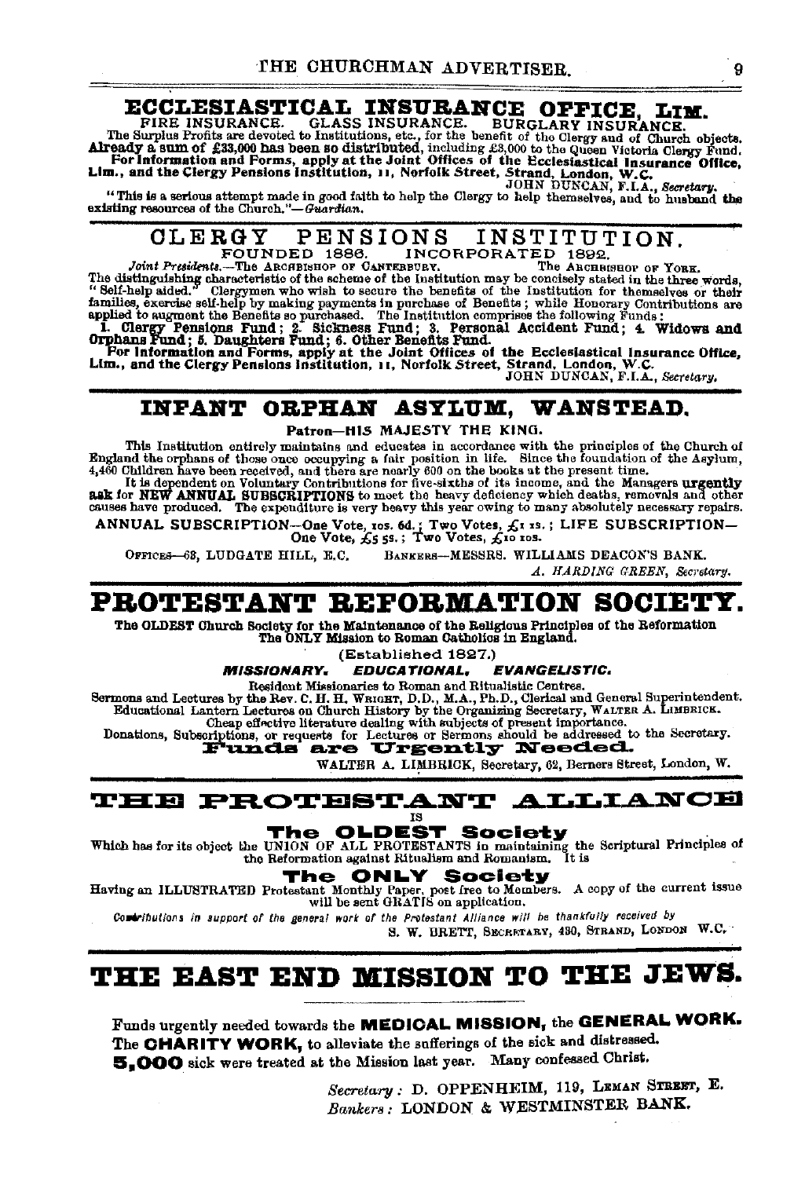## ECCLESIASTICAL INSURANCE OFFICE, LIM.

FIRE INSURANCE. GLASS INSURANCE. BURGLARY INSURANCE.

The Surplus Profits are devoted to Institutions, etc., for the benefit of the Clergy and of Church objects. **Already a sum of £33,000 has been so distributed,** including £3,000 to the Queen Victoria Clergy Fund. **For Information and Forms, apply at the Joint Offices of the Ecclesiastical Insurance Office, Lim., and the Clergy Pensions Institution, 11, Norfolk Street, Strand, London, W.C.**

JOHN DUNCAN, F.I.A., *Secretary.*

"This is a serious attempt made in good faith to help the Clergy to help themselves, and to husband the existing resources of the Church."—*Guardian.*

## CLERGY PENSIONS INSTITUTION.

FOUNDED 1886. INCORPORATED 1892.

*Joint Presidents.*—The ARCHBISHOP OF CANTERBURY. The ARCHBISHOP OF YORK.

The distinguishing characteristic of the scheme of the Institution may be concisely stated in the three words, "Self-help aided." Clergymen who wish to secure the benefits of the Institution for themselves or their families, exercise self-help by making payments in purchase of Benefits; while Honorary Contributions are applied to augment the Benefits so purchased. The Institution comprises the following Funds:

**1. Clergy Pensions Fund; 2. Sickness Fund; 3. Personal Accident Fund; 4. Widows and Orphans Fund; 5. Daughters Fund; 6. Other Benefits Fund.**

**For Information and Forms, apply at the Joint Offices of the Ecclesiastical Insurance Office, Lim., and the Clergy Pensions Institution, 11, Norfolk Street, Strand, London, W.C.**

JOHN DUNCAN, F.I.A., *Secretary.*

## INFANT ORPHAN ASYLUM, WANSTEAD.

Patron—HIS MAJESTY THE KING.

This Institution entirely maintains and educates in accordance with the principles of the Church of England the orphans of those once occupying a fair position in life. Since the foundation of the Asylum, 4,460 Children have been received, and there are nearly 600 on the books at the present time.

It is dependent on Voluntary Contributions for five-sixths of its income, and the Managers **urgently ask** for **NEW ANNUAL SUBSCRIPTIONS** to meet the heavy deficiency which deaths, removals and other causes have produced. The expenditure is very heavy this year owing to many absolutely necessary repairs.

ANNUAL SUBSCRIPTION—One Vote, 10s. 6d.; Two Votes, £1 1s.; LIFE SUBSCRIPTION—One Vote, £5 5s.; Two Votes, £10 10s.

OFFICES—63, LUDGATE HILL, E.C. BANKERS—MESSRS. WILLIAMS DEACON'S BANK.

*A. HARDING GREEN, Secretary.*

# PROTESTANT REFORMATION SOCIETY.

**The OLDEST Church Society for the Maintenance of the Religious Principles of the Reformation**
**The ONLY Mission to Roman Catholics in England.**

(Established 1827.)

***MISSIONARY. EDUCATIONAL. EVANGELISTIC.***

Resident Missionaries to Roman and Ritualistic Centres.

Sermons and Lectures by the Rev. C. H. H. WRIGHT, D.D., M.A., Ph.D., Clerical and General Superintendent.

Educational Lantern Lectures on Church History by the Organizing Secretary, WALTER A. LIMBRICK.

Cheap effective literature dealing with subjects of present importance.

Donations, Subscriptions, or requests for Lectures or Sermons should be addressed to the Secretary.

**Funds are Urgently Needed.**

WALTER A. LIMBRICK, Secretary, 62, Berners Street, London, W.

## THE PROTESTANT ALLIANCE

IS

**The OLDEST Society**

Which has for its object the UNION OF ALL PROTESTANTS in maintaining the Scriptural Principles of the Reformation against Ritualism and Romanism. It is

**The ONLY Society**

Having an ILLUSTRATED Protestant Monthly Paper, post free to Members. A copy of the current issue will be sent GRATIS on application.

*Contributions in support of the general work of the Protestant Alliance will be thankfully received by*

S. W. BRETT, SECRETARY, 430, STRAND, LONDON W.C.

# THE EAST END MISSION TO THE JEWS.

Funds urgently needed towards the **MEDICAL MISSION,** the **GENERAL WORK.** The **CHARITY WORK,** to alleviate the sufferings of the sick and distressed. **5,000** sick were treated at the Mission last year. Many confessed Christ.

*Secretary:* D. OPPENHEIM, 119, LEMAN STREET, E.
*Bankers:* LONDON & WESTMINSTER BANK.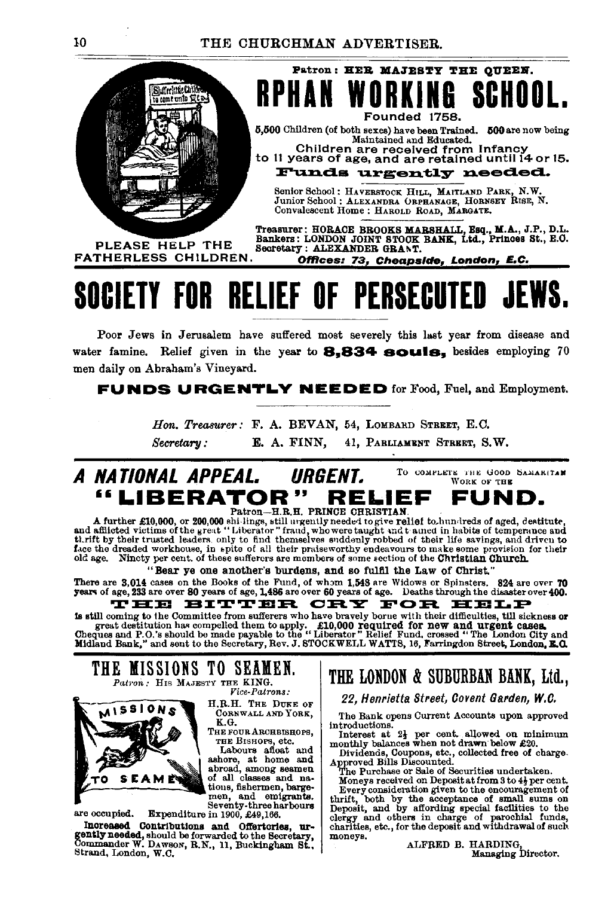Patron: **HER MAJESTY THE QUEEN.**

# RPHAN WORKING SCHOOL.

Founded 1758.

**5,500** Children (of both sexes) have been Trained. **500** are now being Maintained and Educated.

Children are received from Infancy to 11 years of age, and are retained until 14 or 15.

**Funds urgently needed.**

Senior School: HAVERSTOCK HILL, MAITLAND PARK, N.W.
Junior School: ALEXANDRA ORPHANAGE, HORNSEY RISE, N.
Convalescent Home: HAROLD ROAD, MARGATE.

Treasurer: HORACE BROOKS MARSHALL, Esq., M.A., J.P., D.L.
Bankers: LONDON JOINT STOCK BANK, Ltd., Princes St., E.C.
Secretary: ALEXANDER GRANT.

PLEASE HELP THE FATHERLESS CHILDREN.

***Offices: 73, Cheapside, London, E.C.***

# SOCIETY FOR RELIEF OF PERSECUTED JEWS.

Poor Jews in Jerusalem have suffered most severely this last year from disease and water famine. Relief given in the year to **8,834 souls,** besides employing 70 men daily on Abraham's Vineyard.

**FUNDS URGENTLY NEEDED** for Food, Fuel, and Employment.

*Hon. Treasurer:* F. A. BEVAN, 54, LOMBARD STREET, E.C.
*Secretary:* E. A. FINN, 41, PARLIAMENT STREET, S.W.

## *A NATIONAL APPEAL. URGENT.* TO COMPLETE THE GOOD SAMARITAN WORK OF THE

# "LIBERATOR" RELIEF FUND.

Patron—H.R.H. PRINCE CHRISTIAN.

A further £10,000, or 200,000 shillings, still urgently needed to give **relief** to hundreds of aged, destitute, and afflicted victims of the great "Liberator" fraud, who were taught and trained in habits of temperance and thrift by their trusted leaders, only to find themselves suddenly robbed of their life savings, and driven to face the dreaded workhouse, in spite of all their praiseworthy endeavours to make some provision for their old age. Ninety per cent. of these sufferers are members of some section of the **Christian Church.**

**"Bear ye one another's burdens, and so fulfil the Law of Christ."**

There are **3,014** cases on the Books of the Fund, of whom **1,548** are Widows or Spinsters. **824** are over **70** years of age, **233** are over **80** years of age, **1,486** are over **60** years of age. Deaths through the disaster over **400.**

**THE BITTER CRY FOR HELP**

is still coming to the Committee from sufferers who have bravely borne with their difficulties, **till** sickness **or** great destitution has compelled them to apply. **£10,000 required for new and urgent cases.** Cheques and P.O.'s should be made payable to the "Liberator" Relief Fund, crossed "The London City and Midland Bank," and sent to the Secretary, Rev. J. STOCKWELL WATTS, 16, Farringdon Street, London, **E.C.**

## THE MISSIONS TO SEAMEN.

*Patron:* HIS MAJESTY THE KING.
*Vice-Patrons:*
H.R.H. THE DUKE OF CORNWALL AND YORK, K.G.
THE FOUR ARCHBISHOPS, THE BISHOPS, etc.

Labours afloat and ashore, at home and abroad, among seamen of all classes and nations, fishermen, bargemen, and emigrants. Seventy-three harbours are occupied. Expenditure in 1900, £49,166.

**Increased Contributions and Offertories, urgently needed,** should be forwarded to the Secretary, Commander W. DAWSON, R.N., 11, Buckingham St., Strand, London, W.C.

## THE LONDON & SUBURBAN BANK, Ltd.,

*22, Henrietta Street, Covent Garden, W.C.*

The Bank opens Current Accounts upon approved introductions.

Interest at $2\frac{1}{2}$ per cent. allowed on minimum monthly balances when not drawn below £20.

Dividends, Coupons, etc., collected free of charge.

Approved Bills Discounted.

The Purchase or Sale of Securities undertaken.

Moneys received on Deposit at from 3 to $4\frac{1}{2}$ per cent.

Every consideration given to the encouragement of thrift, both by the acceptance of small sums on Deposit, and by affording special facilities to the clergy and others in charge of parochial funds, charities, etc., for the deposit and withdrawal of such moneys.

ALFRED B. HARDING,
Managing Director.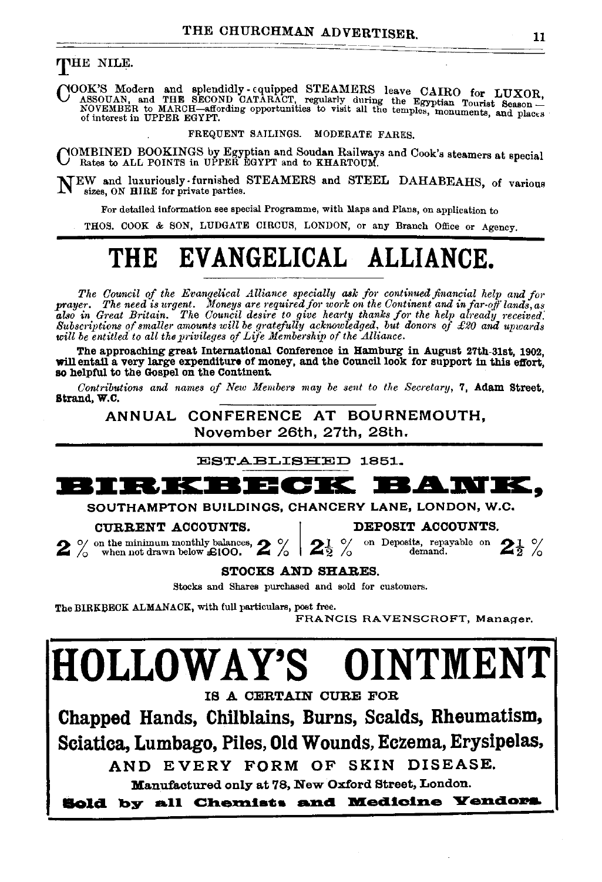## THE NILE.

COOK'S Modern and splendidly-equipped STEAMERS leave CAIRO for LUXOR, ASSOUAN, and THE SECOND CATARACT, regularly during the Egyptian Tourist Season—NOVEMBER to MARCH—affording opportunities to visit all the temples, monuments, and places of interest in UPPER EGYPT.

FREQUENT SAILINGS. MODERATE FARES.

COMBINED BOOKINGS by Egyptian and Soudan Railways and Cook's steamers at special Rates to ALL POINTS in UPPER EGYPT and to KHARTOUM.

NEW and luxuriously-furnished STEAMERS and STEEL DAHABEAHS, of various sizes, ON HIRE for private parties.

For detailed information see special Programme, with Maps and Plans, on application to

THOS. COOK & SON, LUDGATE CIRCUS, LONDON, or any Branch Office or Agency.

# THE EVANGELICAL ALLIANCE.

*The Council of the Evangelical Alliance specially ask for continued financial help and for prayer. The need is urgent. Moneys are required for work on the Continent and in far-off lands, as also in Great Britain. The Council desire to give hearty thanks for the help already received. Subscriptions of smaller amounts will be gratefully acknowledged, but donors of £20 and upwards will be entitled to all the privileges of Life Membership of the Alliance.*

**The approaching great International Conference in Hamburg in August 27th-31st, 1902, will entail a very large expenditure of money, and the Council look for support in this effort, so helpful to the Gospel on the Continent.**

*Contributions and names of New Members may be sent to the Secretary,* 7, **Adam Street, Strand, W.C.**

ANNUAL CONFERENCE AT BOURNEMOUTH, November 26th, 27th, 28th.

ESTABLISHED 1851.

# BIRKBECK BANK,

SOUTHAMPTON BUILDINGS, CHANCERY LANE, LONDON, W.C.

| CURRENT ACCOUNTS. | DEPOSIT ACCOUNTS. |
|---|---|
| 2 % on the minimum monthly balances, when not drawn below £100. 2 % | $2\frac{1}{2}$ % on Deposits, repayable on demand. $2\frac{1}{2}$ % |

**STOCKS AND SHARES.**

Stocks and Shares purchased and sold for customers.

The BIRKBECK ALMANACK, with full particulars, post free.

FRANCIS RAVENSCROFT, Manager.

# HOLLOWAY'S OINTMENT

IS A CERTAIN CURE FOR

**Chapped Hands, Chilblains, Burns, Scalds, Rheumatism, Sciatica, Lumbago, Piles, Old Wounds, Eczema, Erysipelas,**

AND EVERY FORM OF SKIN DISEASE.

**Manufactured only at 78, New Oxford Street, London.**

**Sold by all Chemists and Medicine Vendors.**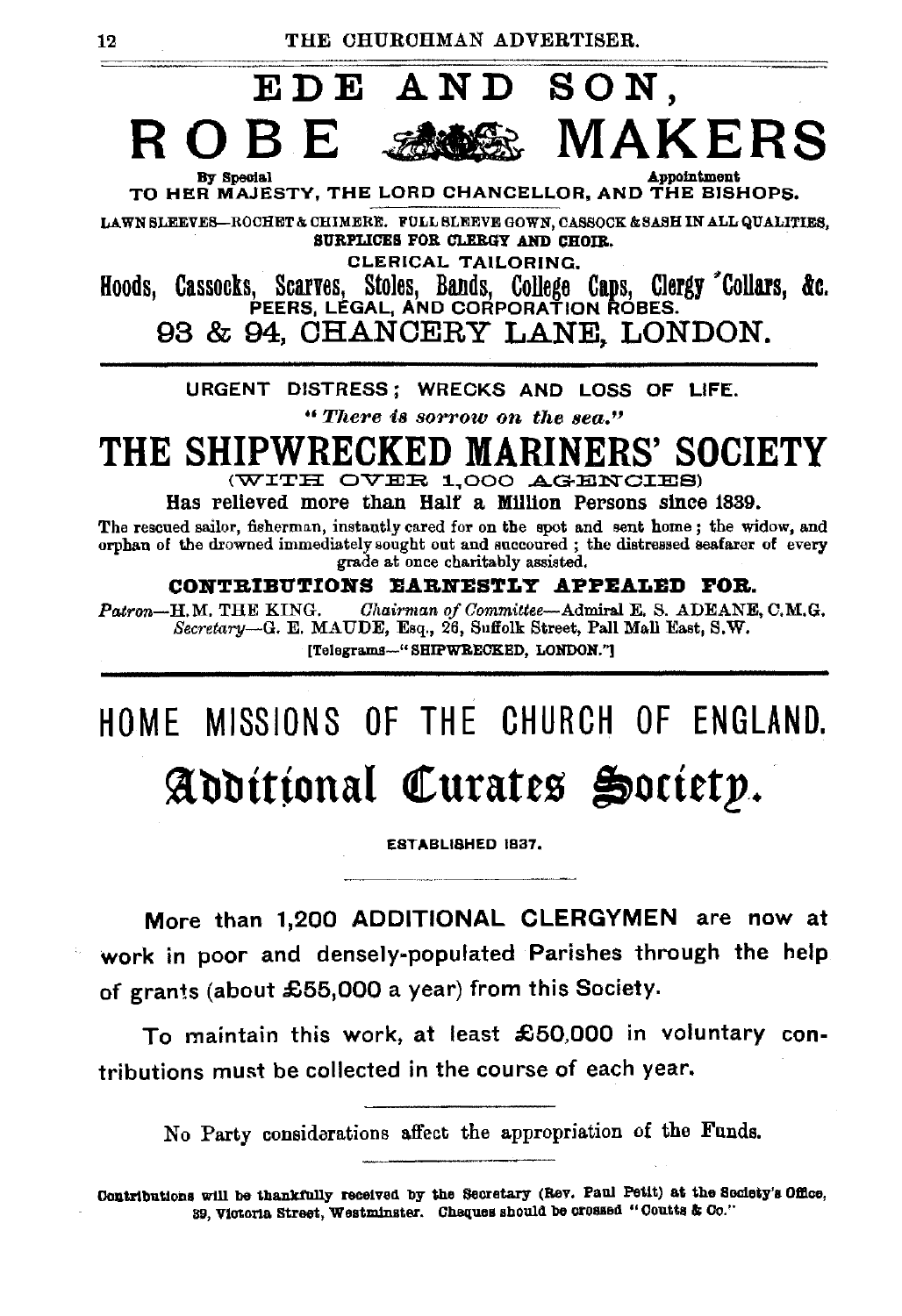# EDE AND SON,

# ROBE MAKERS

By Special Appointment
**TO HER MAJESTY, THE LORD CHANCELLOR, AND THE BISHOPS.**

LAWN SLEEVES—ROCHET & CHIMERE. FULL SLEEVE GOWN, CASSOCK & SASH IN ALL QUALITIES, SURPLICES FOR CLERGY AND CHOIR.

CLERICAL TAILORING.

**Hoods, Cassocks, Scarves, Stoles, Bands, College Caps, Clergy Collars, &c.**

PEERS, LEGAL, AND CORPORATION ROBES.

**93 & 94, CHANCERY LANE, LONDON.**

---

URGENT DISTRESS; WRECKS AND LOSS OF LIFE.

*"There is sorrow on the sea."*

# THE SHIPWRECKED MARINERS' SOCIETY

(WITH OVER 1,000 AGENCIES)

**Has relieved more than Half a Million Persons since 1839.**

The rescued sailor, fisherman, instantly cared for on the spot and sent home; the widow, and orphan of the drowned immediately sought out and succoured; the distressed seafarer of every grade at once charitably assisted.

**CONTRIBUTIONS EARNESTLY APPEALED FOR.**

*Patron*—H.M. THE KING. *Chairman of Committee*—Admiral E. S. ADEANE, C.M.G. *Secretary*—G. E. MAUDE, Esq., 26, Suffolk Street, Pall Mall East, S.W.

[Telegrams—"SHIPWRECKED, LONDON."]

---

# HOME MISSIONS OF THE CHURCH OF ENGLAND.

# Additional Curates Society.

ESTABLISHED 1837.

More than 1,200 **ADDITIONAL CLERGYMEN** are now at work in poor and densely-populated Parishes through the help of grants (about £55,000 a year) from this Society.

To maintain this work, at least £50,000 in voluntary contributions must be collected in the course of each year.

No Party considerations affect the appropriation of the Funds.

Contributions will be thankfully received by the Secretary (Rev. Paul Petit) at the Society's Office, 39, Victoria Street, Westminster. Cheques should be crossed "Coutts & Co."